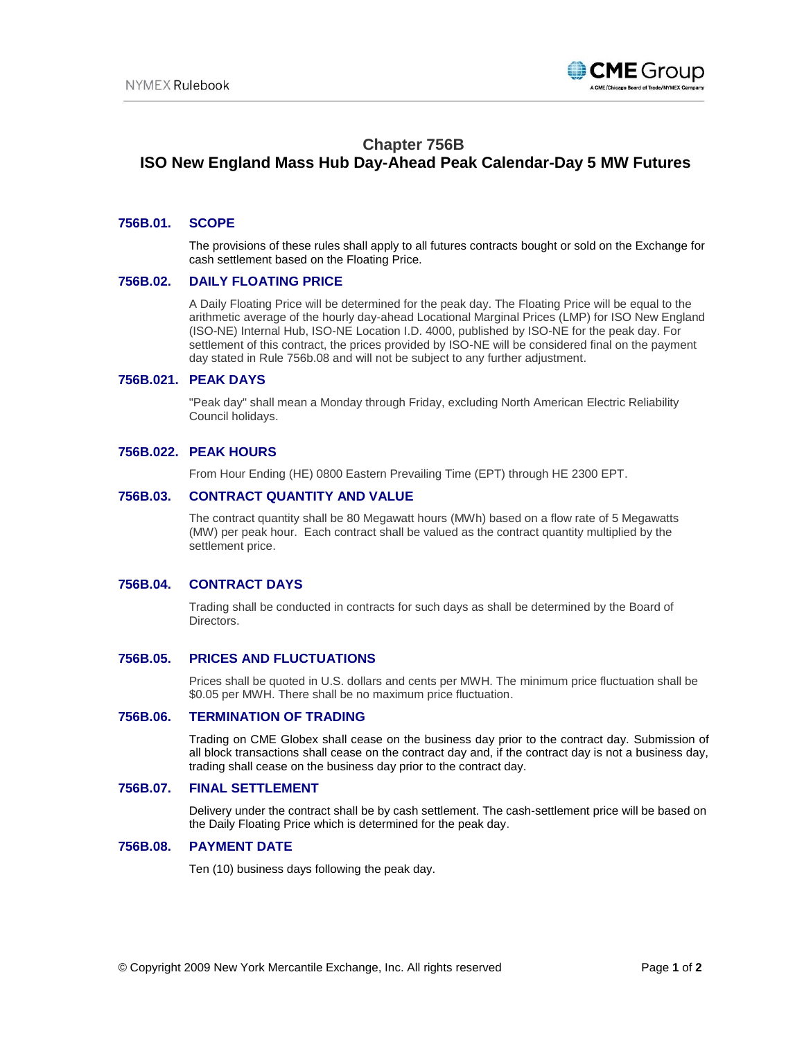# Chapter 756B
# ISO New England Mass Hub Day-Ahead Peak Calendar-Day 5 MW Futures

## 756B.01. SCOPE

The provisions of these rules shall apply to all futures contracts bought or sold on the Exchange for cash settlement based on the Floating Price.

## 756B.02. DAILY FLOATING PRICE

A Daily Floating Price will be determined for the peak day. The Floating Price will be equal to the arithmetic average of the hourly day-ahead Locational Marginal Prices (LMP) for ISO New England (ISO-NE) Internal Hub, ISO-NE Location I.D. 4000, published by ISO-NE for the peak day. For settlement of this contract, the prices provided by ISO-NE will be considered final on the payment day stated in Rule 756b.08 and will not be subject to any further adjustment.

## 756B.021. PEAK DAYS

"Peak day" shall mean a Monday through Friday, excluding North American Electric Reliability Council holidays.

## 756B.022. PEAK HOURS

From Hour Ending (HE) 0800 Eastern Prevailing Time (EPT) through HE 2300 EPT.

## 756B.03. CONTRACT QUANTITY AND VALUE

The contract quantity shall be 80 Megawatt hours (MWh) based on a flow rate of 5 Megawatts (MW) per peak hour. Each contract shall be valued as the contract quantity multiplied by the settlement price.

## 756B.04. CONTRACT DAYS

Trading shall be conducted in contracts for such days as shall be determined by the Board of Directors.

## 756B.05. PRICES AND FLUCTUATIONS

Prices shall be quoted in U.S. dollars and cents per MWH. The minimum price fluctuation shall be $0.05 per MWH. There shall be no maximum price fluctuation.

## 756B.06. TERMINATION OF TRADING

Trading on CME Globex shall cease on the business day prior to the contract day. Submission of all block transactions shall cease on the contract day and, if the contract day is not a business day, trading shall cease on the business day prior to the contract day.

## 756B.07. FINAL SETTLEMENT

Delivery under the contract shall be by cash settlement. The cash-settlement price will be based on the Daily Floating Price which is determined for the peak day.

## 756B.08. PAYMENT DATE

Ten (10) business days following the peak day.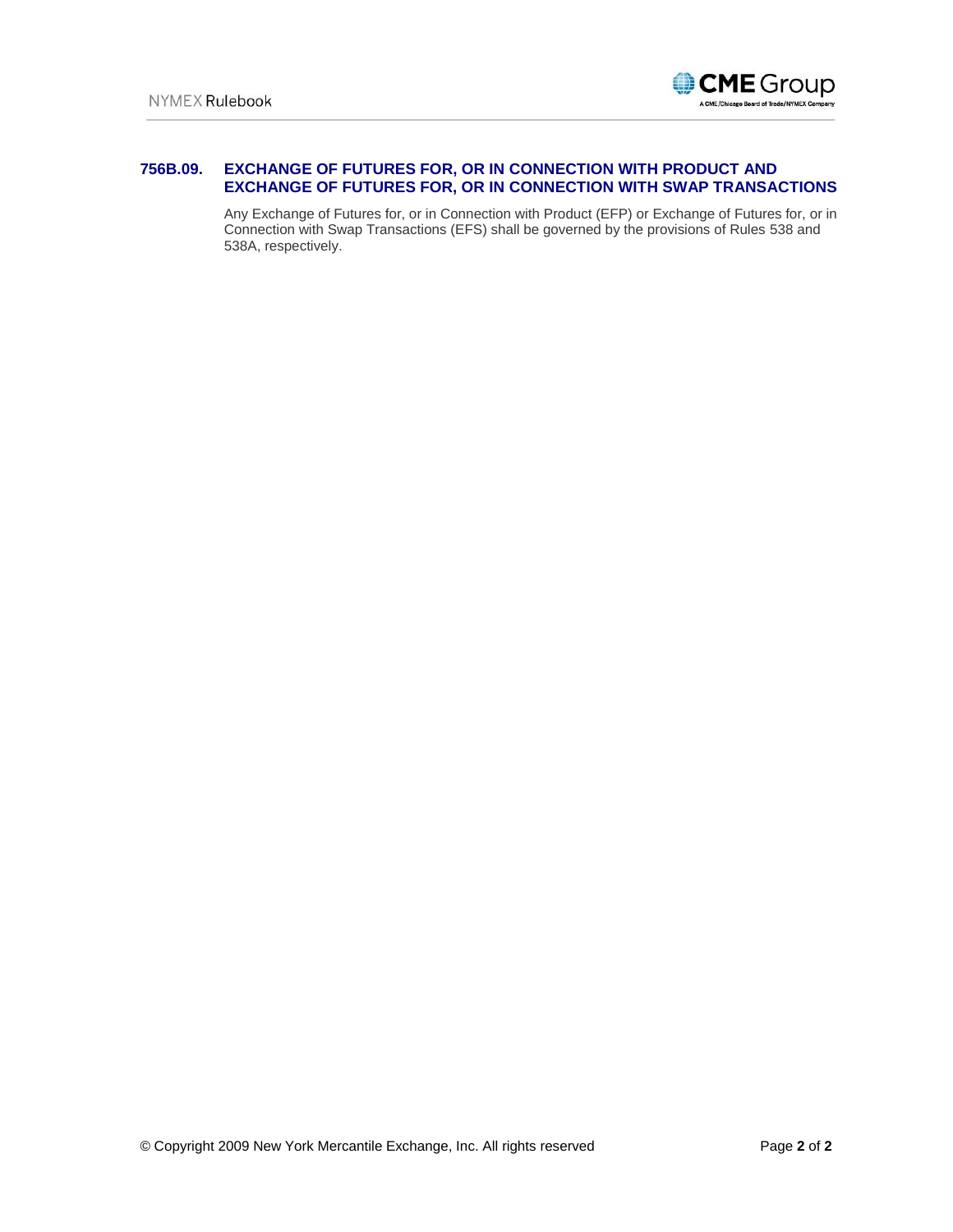### 756B.09. EXCHANGE OF FUTURES FOR, OR IN CONNECTION WITH PRODUCT AND EXCHANGE OF FUTURES FOR, OR IN CONNECTION WITH SWAP TRANSACTIONS

Any Exchange of Futures for, or in Connection with Product (EFP) or Exchange of Futures for, or in Connection with Swap Transactions (EFS) shall be governed by the provisions of Rules 538 and 538A, respectively.